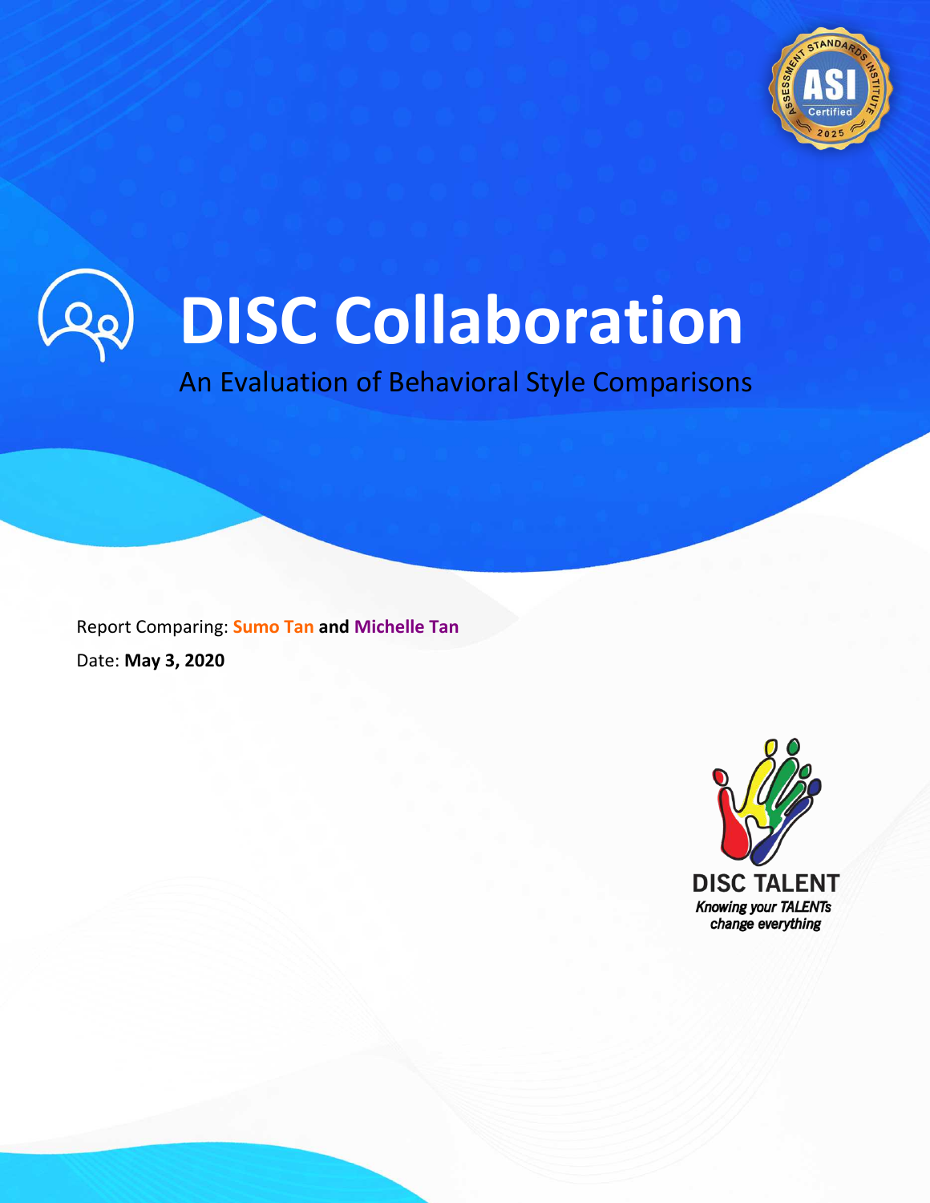# DISC Collaboration

An Evaluation of Behavioral Style Comparisons

Report Comparing: **Sumo Tan** **and** **Michelle Tan**

Date: **May 3, 2020**

DISC TALENT

*Knowing your TALENTs change everything*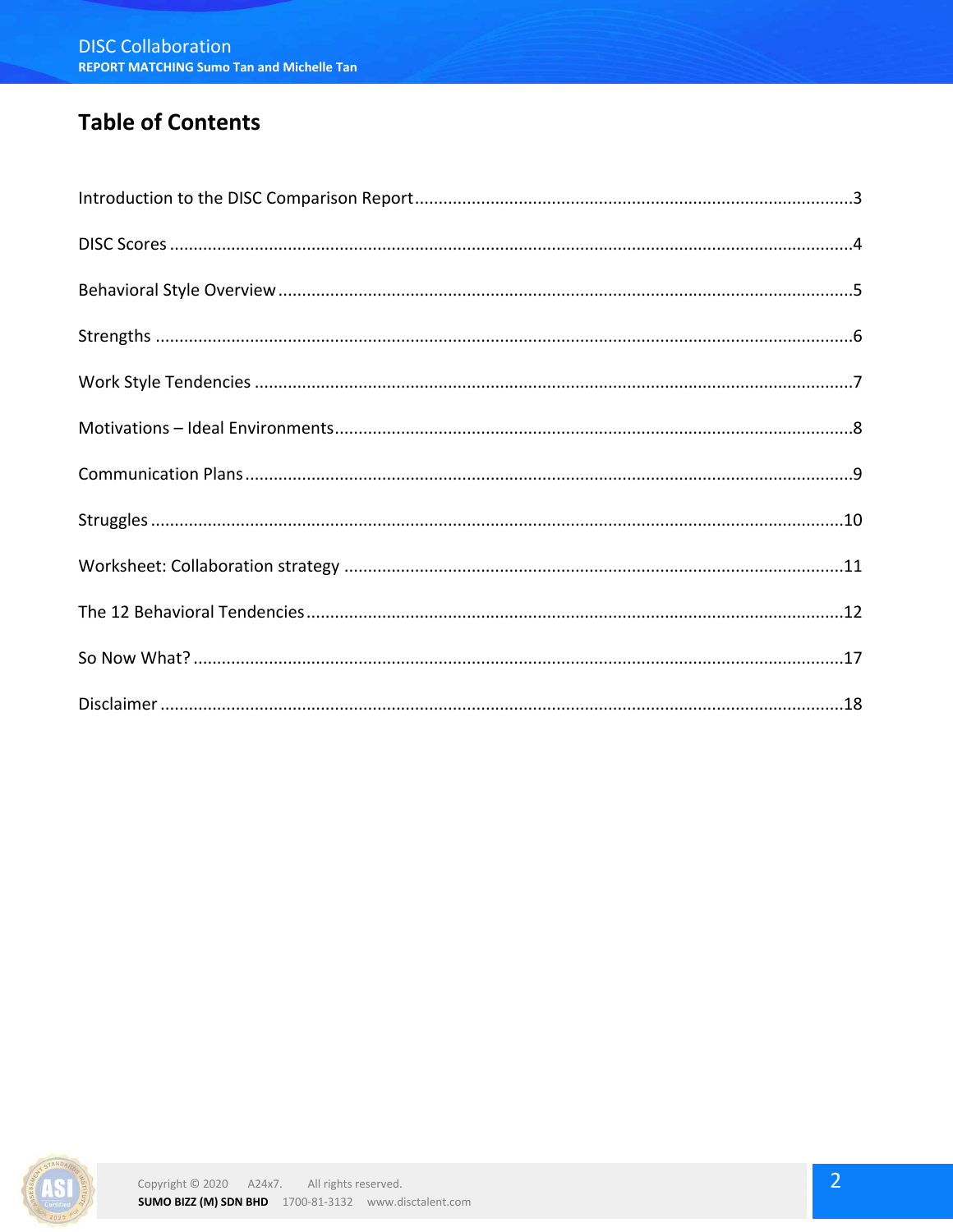# Table of Contents

Introduction to the DISC Comparison Report ........ 3

DISC Scores ........ 4

Behavioral Style Overview ........ 5

Strengths ........ 6

Work Style Tendencies ........ 7

Motivations – Ideal Environments ........ 8

Communication Plans ........ 9

Struggles ........ 10

Worksheet: Collaboration strategy ........ 11

The 12 Behavioral Tendencies ........ 12

So Now What? ........ 17

Disclaimer ........ 18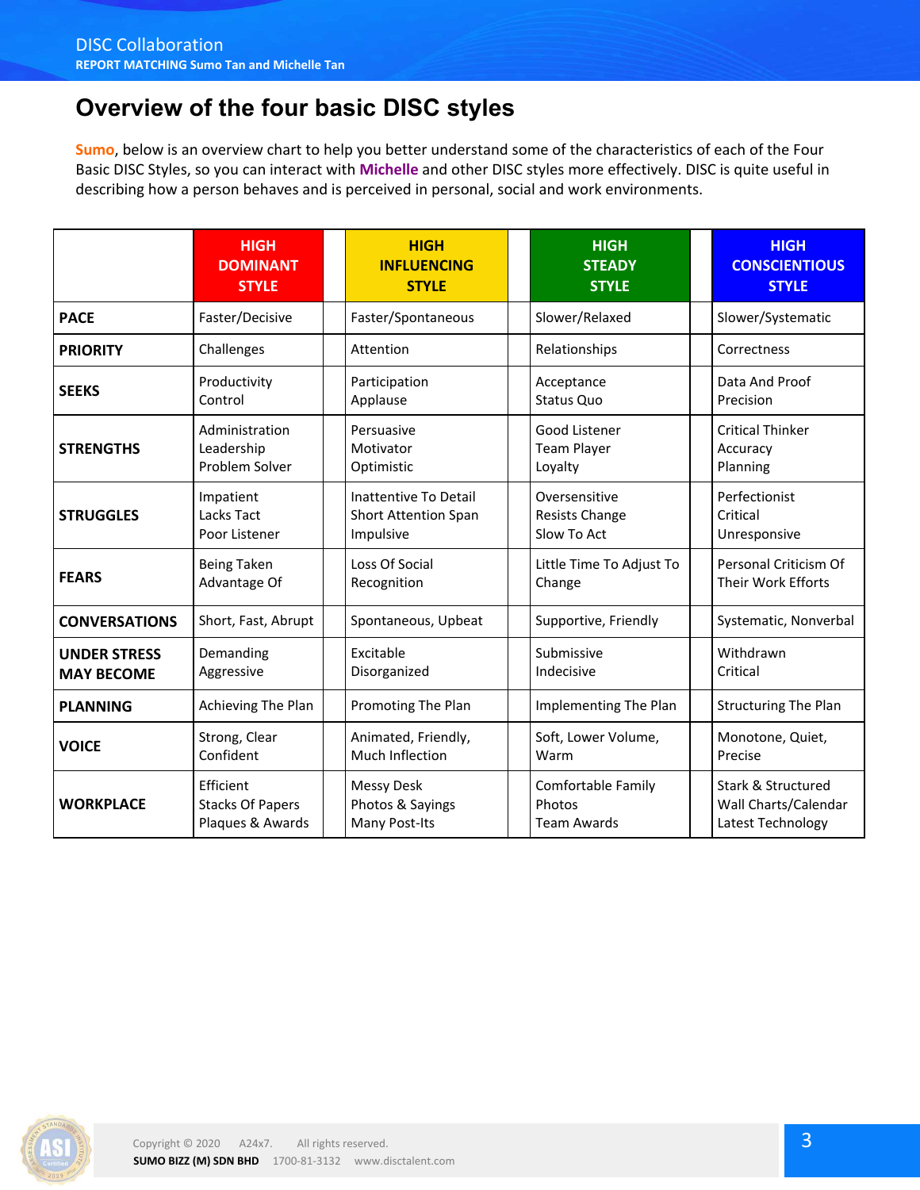# Overview of the four basic DISC styles

**Sumo**, below is an overview chart to help you better understand some of the characteristics of each of the Four Basic DISC Styles, so you can interact with **Michelle** and other DISC styles more effectively. DISC is quite useful in describing how a person behaves and is perceived in personal, social and work environments.

| | HIGH DOMINANT STYLE | HIGH INFLUENCING STYLE | HIGH STEADY STYLE | HIGH CONSCIENTIOUS STYLE |
|---|---|---|---|---|
| **PACE** | Faster/Decisive | Faster/Spontaneous | Slower/Relaxed | Slower/Systematic |
| **PRIORITY** | Challenges | Attention | Relationships | Correctness |
| **SEEKS** | Productivity<br>Control | Participation<br>Applause | Acceptance<br>Status Quo | Data And Proof<br>Precision |
| **STRENGTHS** | Administration<br>Leadership<br>Problem Solver | Persuasive<br>Motivator<br>Optimistic | Good Listener<br>Team Player<br>Loyalty | Critical Thinker<br>Accuracy<br>Planning |
| **STRUGGLES** | Impatient<br>Lacks Tact<br>Poor Listener | Inattentive To Detail<br>Short Attention Span<br>Impulsive | Oversensitive<br>Resists Change<br>Slow To Act | Perfectionist<br>Critical<br>Unresponsive |
| **FEARS** | Being Taken Advantage Of | Loss Of Social Recognition | Little Time To Adjust To Change | Personal Criticism Of Their Work Efforts |
| **CONVERSATIONS** | Short, Fast, Abrupt | Spontaneous, Upbeat | Supportive, Friendly | Systematic, Nonverbal |
| **UNDER STRESS MAY BECOME** | Demanding<br>Aggressive | Excitable<br>Disorganized | Submissive<br>Indecisive | Withdrawn<br>Critical |
| **PLANNING** | Achieving The Plan | Promoting The Plan | Implementing The Plan | Structuring The Plan |
| **VOICE** | Strong, Clear<br>Confident | Animated, Friendly,<br>Much Inflection | Soft, Lower Volume,<br>Warm | Monotone, Quiet,<br>Precise |
| **WORKPLACE** | Efficient<br>Stacks Of Papers<br>Plaques & Awards | Messy Desk<br>Photos & Sayings<br>Many Post-Its | Comfortable Family<br>Photos<br>Team Awards | Stark & Structured<br>Wall Charts/Calendar<br>Latest Technology |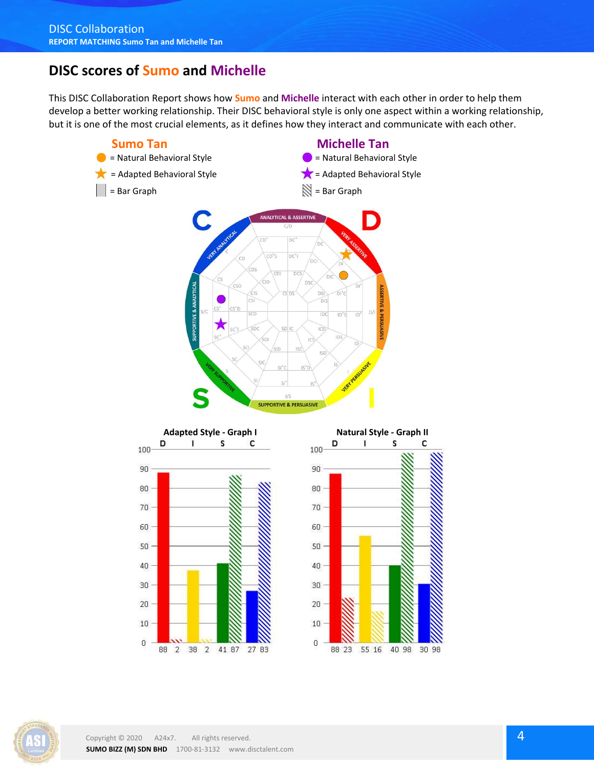# DISC scores of Sumo and Michelle

This DISC Collaboration Report shows how Sumo and Michelle interact with each other in order to help them develop a better working relationship. Their DISC behavioral style is only one aspect within a working relationship, but it is one of the most crucial elements, as it defines how they interact and communicate with each other.

**Sumo Tan**

- ● = Natural Behavioral Style
- ★ = Adapted Behavioral Style
- = Bar Graph

**Michelle Tan**

- ● = Natural Behavioral Style
- ★ = Adapted Behavioral Style
- = Bar Graph

**Adapted Style - Graph I**

| | D | I | S | C |
|---|---|---|---|---|
| Sumo | 88 | 38 | 41 | 27 |
| Michelle | 2 | 2 | 87 | 83 |

**Natural Style - Graph II**

| | D | I | S | C |
|---|---|---|---|---|
| Sumo | 88 | 55 | 40 | 30 |
| Michelle | 23 | 16 | 98 | 98 |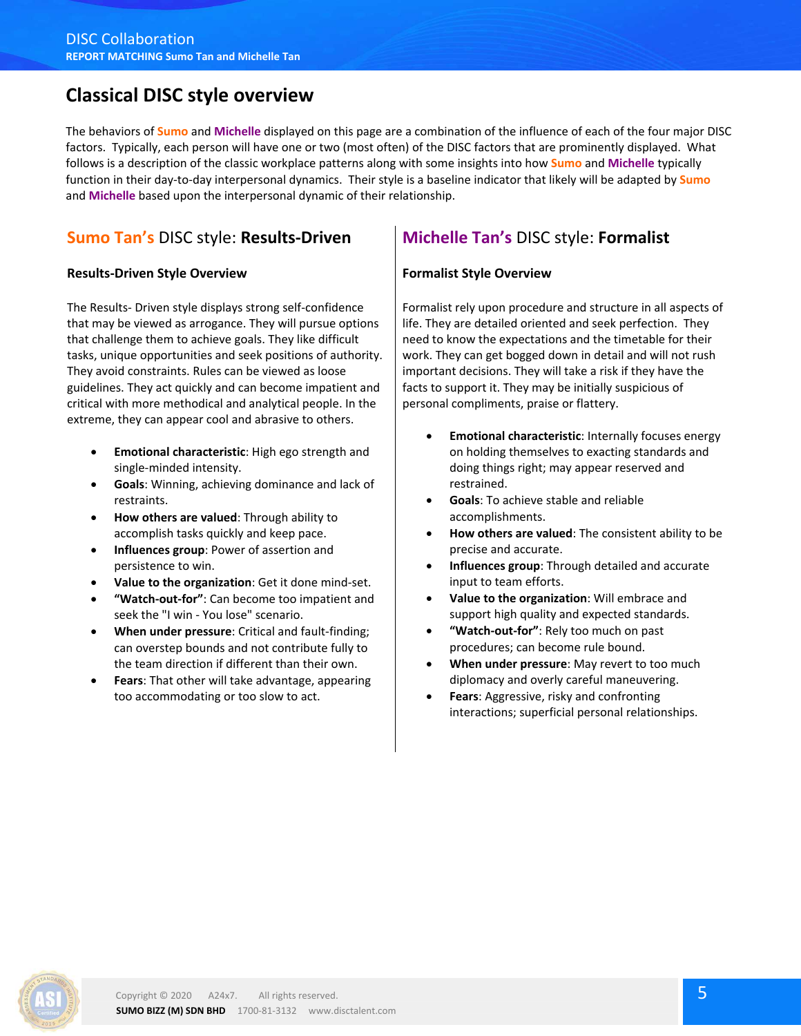# Classical DISC style overview

The behaviors of Sumo and Michelle displayed on this page are a combination of the influence of each of the four major DISC factors. Typically, each person will have one or two (most often) of the DISC factors that are prominently displayed. What follows is a description of the classic workplace patterns along with some insights into how Sumo and Michelle typically function in their day-to-day interpersonal dynamics. Their style is a baseline indicator that likely will be adapted by Sumo and Michelle based upon the interpersonal dynamic of their relationship.

## Sumo Tan's DISC style: **Results-Driven**

### Results-Driven Style Overview

The Results- Driven style displays strong self-confidence that may be viewed as arrogance. They will pursue options that challenge them to achieve goals. They like difficult tasks, unique opportunities and seek positions of authority. They avoid constraints. Rules can be viewed as loose guidelines. They act quickly and can become impatient and critical with more methodical and analytical people. In the extreme, they can appear cool and abrasive to others.

- **Emotional characteristic**: High ego strength and single-minded intensity.
- **Goals**: Winning, achieving dominance and lack of restraints.
- **How others are valued**: Through ability to accomplish tasks quickly and keep pace.
- **Influences group**: Power of assertion and persistence to win.
- **Value to the organization**: Get it done mind-set.
- **"Watch-out-for"**: Can become too impatient and seek the "I win - You lose" scenario.
- **When under pressure**: Critical and fault-finding; can overstep bounds and not contribute fully to the team direction if different than their own.
- **Fears**: That other will take advantage, appearing too accommodating or too slow to act.

## Michelle Tan's DISC style: **Formalist**

### Formalist Style Overview

Formalist rely upon procedure and structure in all aspects of life. They are detailed oriented and seek perfection. They need to know the expectations and the timetable for their work. They can get bogged down in detail and will not rush important decisions. They will take a risk if they have the facts to support it. They may be initially suspicious of personal compliments, praise or flattery.

- **Emotional characteristic**: Internally focuses energy on holding themselves to exacting standards and doing things right; may appear reserved and restrained.
- **Goals**: To achieve stable and reliable accomplishments.
- **How others are valued**: The consistent ability to be precise and accurate.
- **Influences group**: Through detailed and accurate input to team efforts.
- **Value to the organization**: Will embrace and support high quality and expected standards.
- **"Watch-out-for"**: Rely too much on past procedures; can become rule bound.
- **When under pressure**: May revert to too much diplomacy and overly careful maneuvering.
- **Fears**: Aggressive, risky and confronting interactions; superficial personal relationships.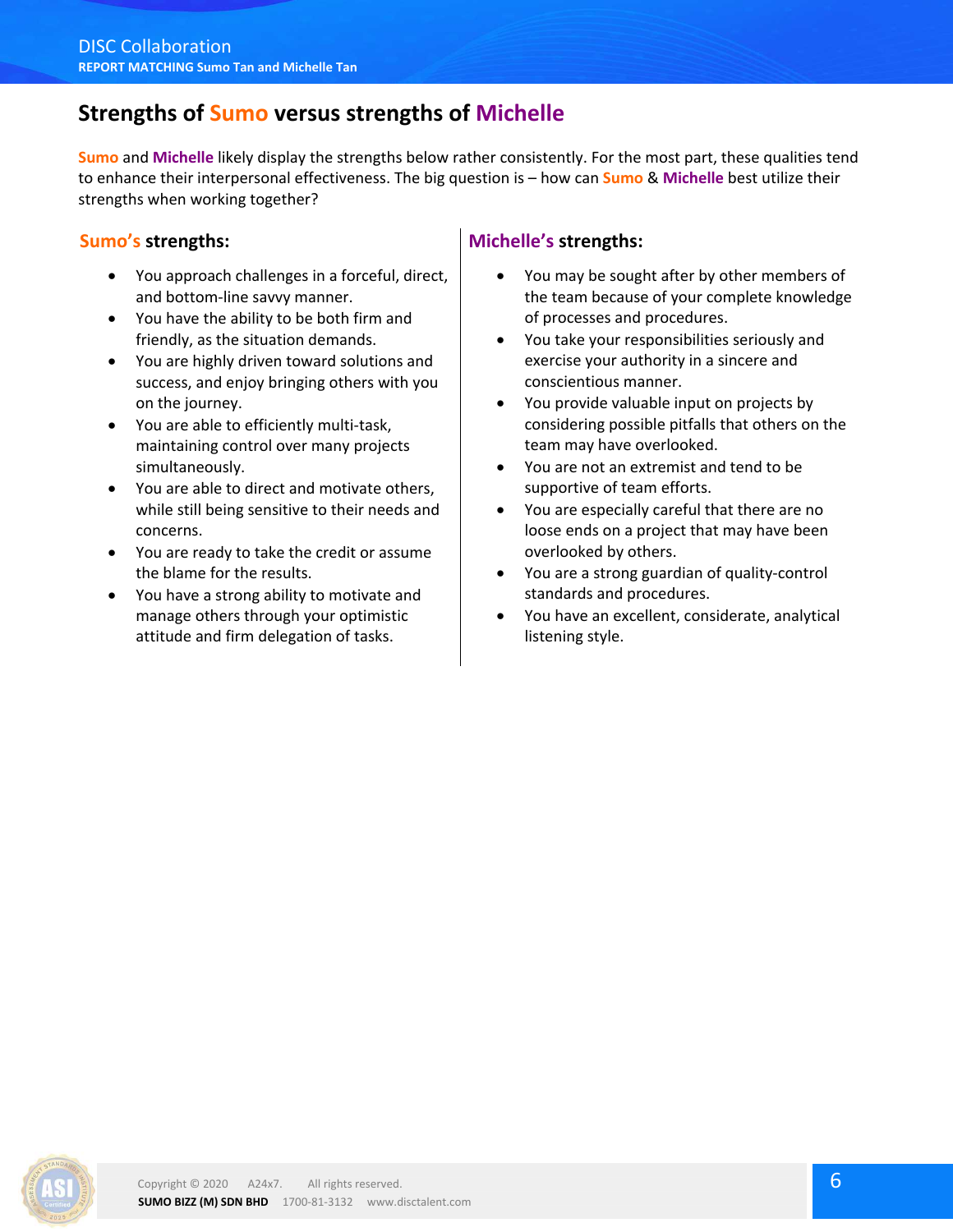## Strengths of Sumo versus strengths of Michelle

Sumo and Michelle likely display the strengths below rather consistently. For the most part, these qualities tend to enhance their interpersonal effectiveness. The big question is – how can Sumo & Michelle best utilize their strengths when working together?

### Sumo's strengths:

- You approach challenges in a forceful, direct, and bottom-line savvy manner.
- You have the ability to be both firm and friendly, as the situation demands.
- You are highly driven toward solutions and success, and enjoy bringing others with you on the journey.
- You are able to efficiently multi-task, maintaining control over many projects simultaneously.
- You are able to direct and motivate others, while still being sensitive to their needs and concerns.
- You are ready to take the credit or assume the blame for the results.
- You have a strong ability to motivate and manage others through your optimistic attitude and firm delegation of tasks.

### Michelle's strengths:

- You may be sought after by other members of the team because of your complete knowledge of processes and procedures.
- You take your responsibilities seriously and exercise your authority in a sincere and conscientious manner.
- You provide valuable input on projects by considering possible pitfalls that others on the team may have overlooked.
- You are not an extremist and tend to be supportive of team efforts.
- You are especially careful that there are no loose ends on a project that may have been overlooked by others.
- You are a strong guardian of quality-control standards and procedures.
- You have an excellent, considerate, analytical listening style.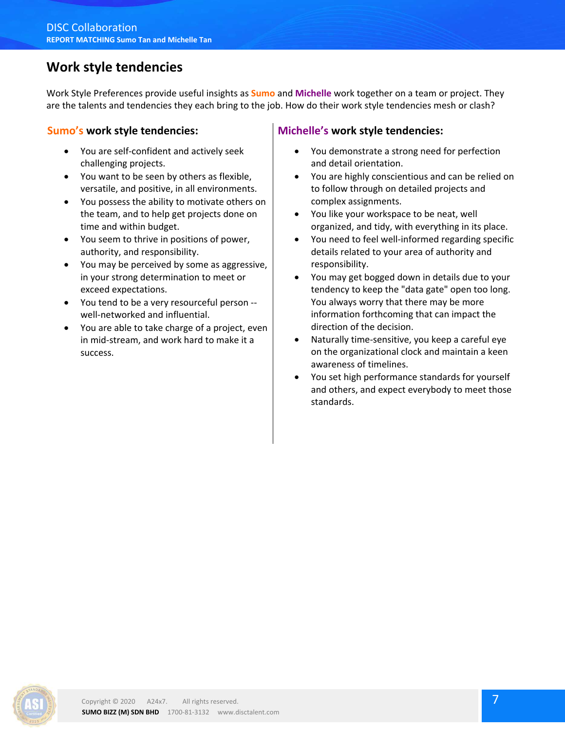# Work style tendencies

Work Style Preferences provide useful insights as **Sumo** and **Michelle** work together on a team or project. They are the talents and tendencies they each bring to the job. How do their work style tendencies mesh or clash?

## Sumo's work style tendencies:

- You are self-confident and actively seek challenging projects.
- You want to be seen by others as flexible, versatile, and positive, in all environments.
- You possess the ability to motivate others on the team, and to help get projects done on time and within budget.
- You seem to thrive in positions of power, authority, and responsibility.
- You may be perceived by some as aggressive, in your strong determination to meet or exceed expectations.
- You tend to be a very resourceful person -- well-networked and influential.
- You are able to take charge of a project, even in mid-stream, and work hard to make it a success.

## Michelle's work style tendencies:

- You demonstrate a strong need for perfection and detail orientation.
- You are highly conscientious and can be relied on to follow through on detailed projects and complex assignments.
- You like your workspace to be neat, well organized, and tidy, with everything in its place.
- You need to feel well-informed regarding specific details related to your area of authority and responsibility.
- You may get bogged down in details due to your tendency to keep the "data gate" open too long. You always worry that there may be more information forthcoming that can impact the direction of the decision.
- Naturally time-sensitive, you keep a careful eye on the organizational clock and maintain a keen awareness of timelines.
- You set high performance standards for yourself and others, and expect everybody to meet those standards.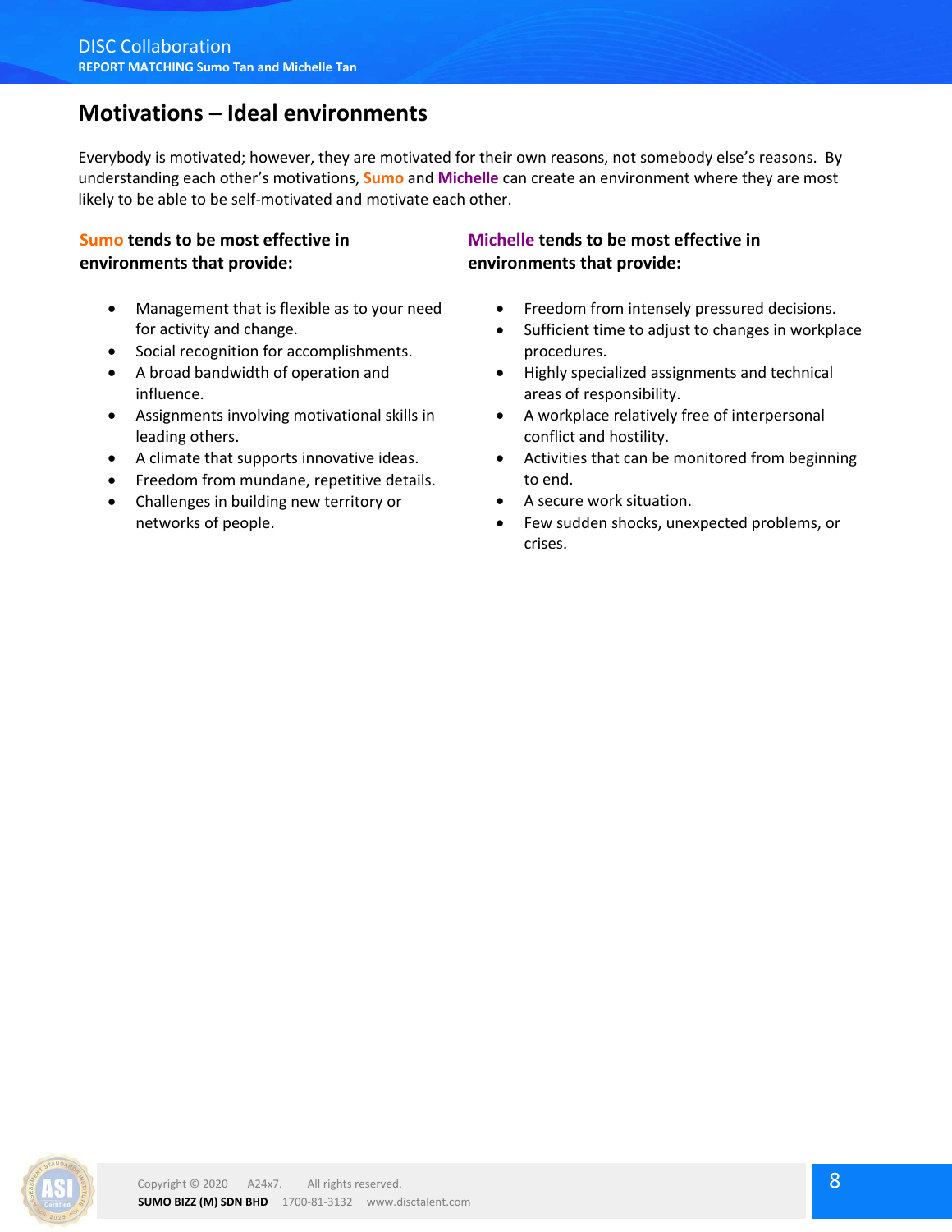## Motivations – Ideal environments

Everybody is motivated; however, they are motivated for their own reasons, not somebody else's reasons. By understanding each other's motivations, **Sumo** and **Michelle** can create an environment where they are most likely to be able to be self-motivated and motivate each other.

**Sumo tends to be most effective in environments that provide:**

- Management that is flexible as to your need for activity and change.
- Social recognition for accomplishments.
- A broad bandwidth of operation and influence.
- Assignments involving motivational skills in leading others.
- A climate that supports innovative ideas.
- Freedom from mundane, repetitive details.
- Challenges in building new territory or networks of people.

**Michelle tends to be most effective in environments that provide:**

- Freedom from intensely pressured decisions.
- Sufficient time to adjust to changes in workplace procedures.
- Highly specialized assignments and technical areas of responsibility.
- A workplace relatively free of interpersonal conflict and hostility.
- Activities that can be monitored from beginning to end.
- A secure work situation.
- Few sudden shocks, unexpected problems, or crises.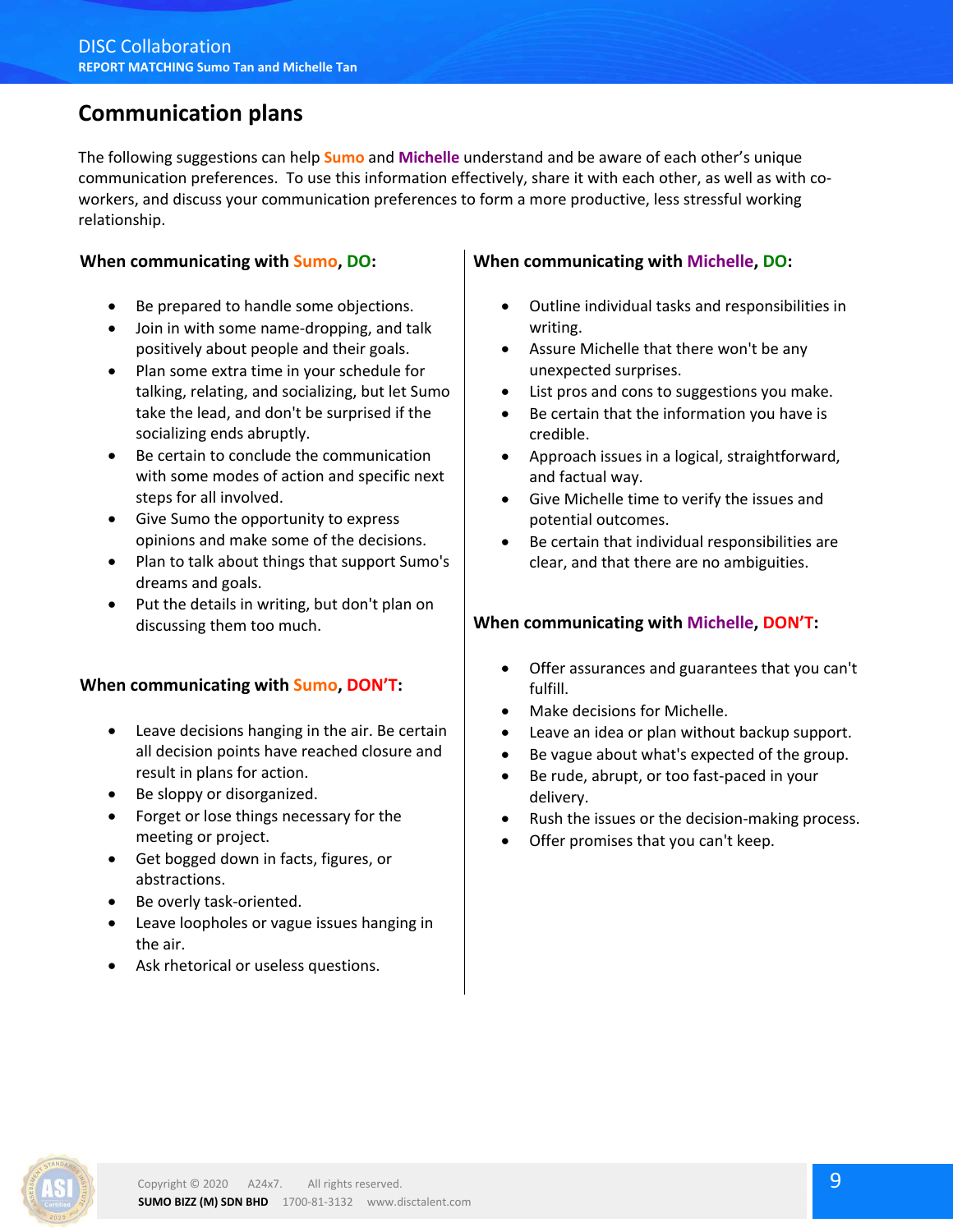## Communication plans

The following suggestions can help **Sumo** and **Michelle** understand and be aware of each other's unique communication preferences. To use this information effectively, share it with each other, as well as with co-workers, and discuss your communication preferences to form a more productive, less stressful working relationship.

### When communicating with Sumo, DO:

- Be prepared to handle some objections.
- Join in with some name-dropping, and talk positively about people and their goals.
- Plan some extra time in your schedule for talking, relating, and socializing, but let Sumo take the lead, and don't be surprised if the socializing ends abruptly.
- Be certain to conclude the communication with some modes of action and specific next steps for all involved.
- Give Sumo the opportunity to express opinions and make some of the decisions.
- Plan to talk about things that support Sumo's dreams and goals.
- Put the details in writing, but don't plan on discussing them too much.

### When communicating with Sumo, DON'T:

- Leave decisions hanging in the air. Be certain all decision points have reached closure and result in plans for action.
- Be sloppy or disorganized.
- Forget or lose things necessary for the meeting or project.
- Get bogged down in facts, figures, or abstractions.
- Be overly task-oriented.
- Leave loopholes or vague issues hanging in the air.
- Ask rhetorical or useless questions.

### When communicating with Michelle, DO:

- Outline individual tasks and responsibilities in writing.
- Assure Michelle that there won't be any unexpected surprises.
- List pros and cons to suggestions you make.
- Be certain that the information you have is credible.
- Approach issues in a logical, straightforward, and factual way.
- Give Michelle time to verify the issues and potential outcomes.
- Be certain that individual responsibilities are clear, and that there are no ambiguities.

### When communicating with Michelle, DON'T:

- Offer assurances and guarantees that you can't fulfill.
- Make decisions for Michelle.
- Leave an idea or plan without backup support.
- Be vague about what's expected of the group.
- Be rude, abrupt, or too fast-paced in your delivery.
- Rush the issues or the decision-making process.
- Offer promises that you can't keep.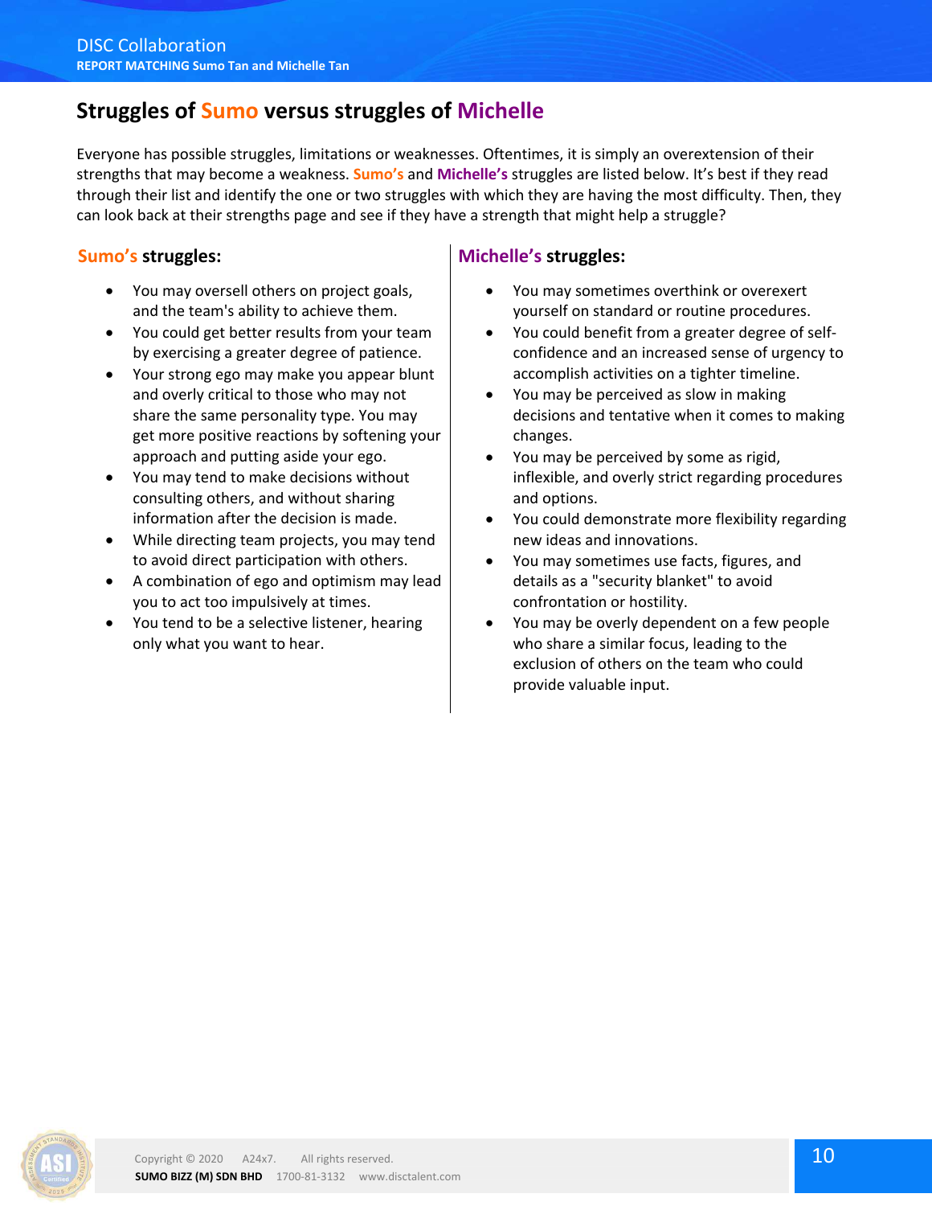# Struggles of Sumo versus struggles of Michelle

Everyone has possible struggles, limitations or weaknesses. Oftentimes, it is simply an overextension of their strengths that may become a weakness. **Sumo's** and **Michelle's** struggles are listed below. It's best if they read through their list and identify the one or two struggles with which they are having the most difficulty. Then, they can look back at their strengths page and see if they have a strength that might help a struggle?

## Sumo's struggles:

- You may oversell others on project goals, and the team's ability to achieve them.
- You could get better results from your team by exercising a greater degree of patience.
- Your strong ego may make you appear blunt and overly critical to those who may not share the same personality type. You may get more positive reactions by softening your approach and putting aside your ego.
- You may tend to make decisions without consulting others, and without sharing information after the decision is made.
- While directing team projects, you may tend to avoid direct participation with others.
- A combination of ego and optimism may lead you to act too impulsively at times.
- You tend to be a selective listener, hearing only what you want to hear.

## Michelle's struggles:

- You may sometimes overthink or overexert yourself on standard or routine procedures.
- You could benefit from a greater degree of self-confidence and an increased sense of urgency to accomplish activities on a tighter timeline.
- You may be perceived as slow in making decisions and tentative when it comes to making changes.
- You may be perceived by some as rigid, inflexible, and overly strict regarding procedures and options.
- You could demonstrate more flexibility regarding new ideas and innovations.
- You may sometimes use facts, figures, and details as a "security blanket" to avoid confrontation or hostility.
- You may be overly dependent on a few people who share a similar focus, leading to the exclusion of others on the team who could provide valuable input.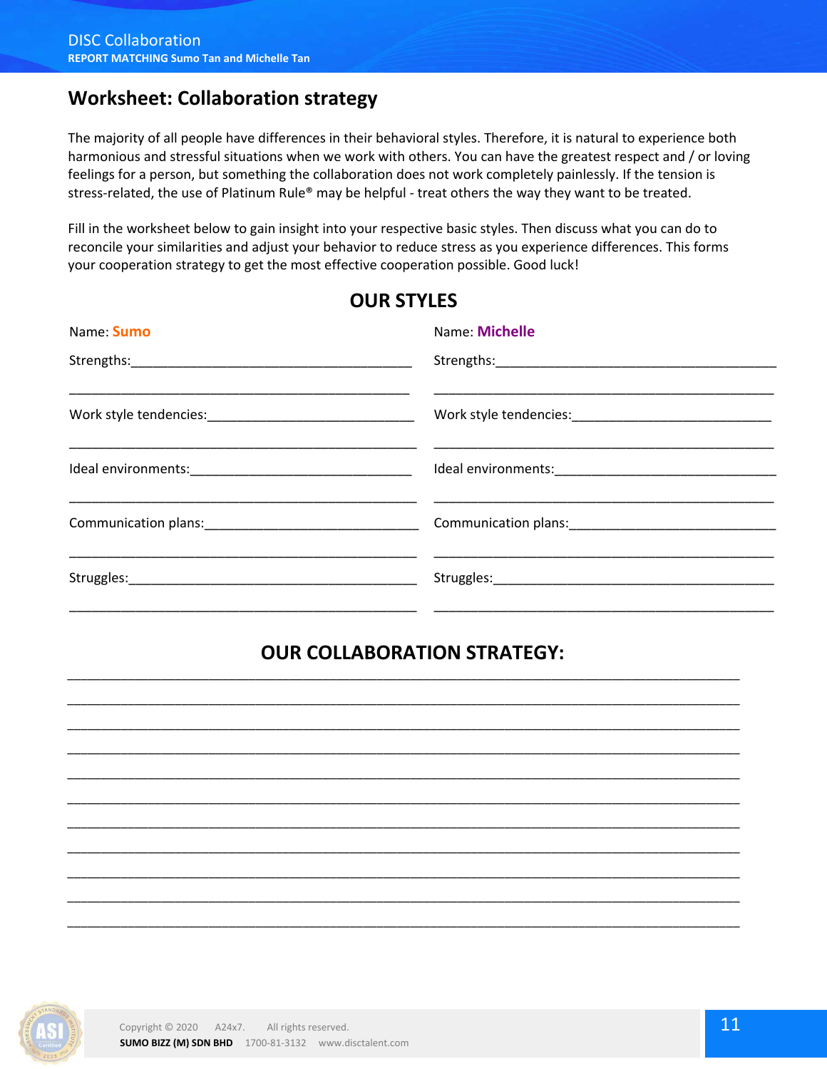## Worksheet: Collaboration strategy

The majority of all people have differences in their behavioral styles. Therefore, it is natural to experience both harmonious and stressful situations when we work with others. You can have the greatest respect and / or loving feelings for a person, but something the collaboration does not work completely painlessly. If the tension is stress-related, the use of Platinum Rule® may be helpful - treat others the way they want to be treated.

Fill in the worksheet below to gain insight into your respective basic styles. Then discuss what you can do to reconcile your similarities and adjust your behavior to reduce stress as you experience differences. This forms your cooperation strategy to get the most effective cooperation possible. Good luck!

### OUR STYLES

Name: **Sumo**

Strengths:_______________________________________

_______________________________________________

Work style tendencies:____________________________

_______________________________________________

Ideal environments:______________________________

_______________________________________________

Communication plans:_____________________________

_______________________________________________

Struggles:_______________________________________

_______________________________________________

Name: **Michelle**

Strengths:_______________________________________

_______________________________________________

Work style tendencies:____________________________

_______________________________________________

Ideal environments:______________________________

_______________________________________________

Communication plans:_____________________________

_______________________________________________

Struggles:_______________________________________

_______________________________________________

### OUR COLLABORATION STRATEGY:

_____________________________________________________________________________

_____________________________________________________________________________

_____________________________________________________________________________

_____________________________________________________________________________

_____________________________________________________________________________

_____________________________________________________________________________

_____________________________________________________________________________

_____________________________________________________________________________

_____________________________________________________________________________

_____________________________________________________________________________

_____________________________________________________________________________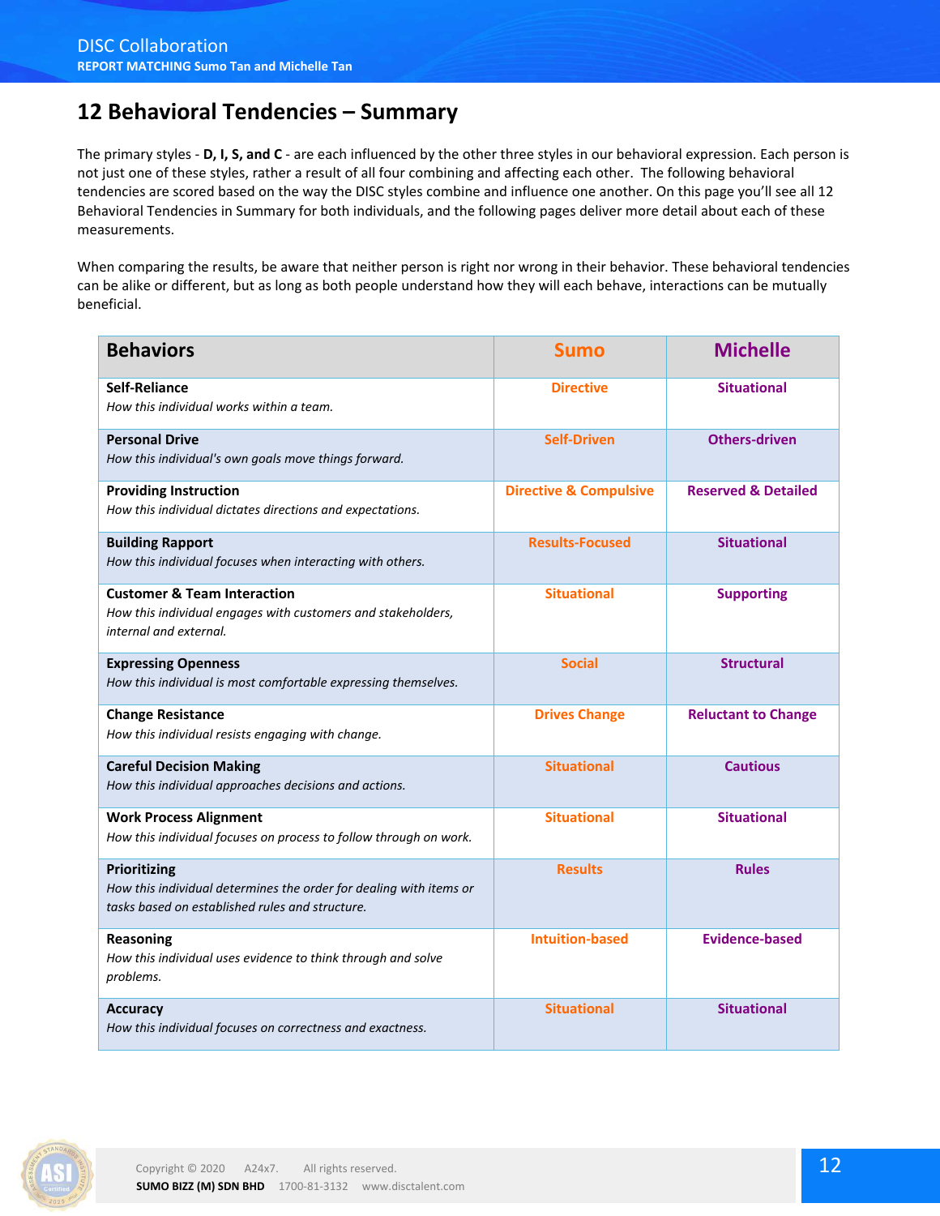## 12 Behavioral Tendencies – Summary

The primary styles - **D, I, S, and C** - are each influenced by the other three styles in our behavioral expression. Each person is not just one of these styles, rather a result of all four combining and affecting each other. The following behavioral tendencies are scored based on the way the DISC styles combine and influence one another. On this page you'll see all 12 Behavioral Tendencies in Summary for both individuals, and the following pages deliver more detail about each of these measurements.

When comparing the results, be aware that neither person is right nor wrong in their behavior. These behavioral tendencies can be alike or different, but as long as both people understand how they will each behave, interactions can be mutually beneficial.

| Behaviors | Sumo | Michelle |
|---|---|---|
| **Self-Reliance**<br>*How this individual works within a team.* | Directive | Situational |
| **Personal Drive**<br>*How this individual's own goals move things forward.* | Self-Driven | Others-driven |
| **Providing Instruction**<br>*How this individual dictates directions and expectations.* | Directive & Compulsive | Reserved & Detailed |
| **Building Rapport**<br>*How this individual focuses when interacting with others.* | Results-Focused | Situational |
| **Customer & Team Interaction**<br>*How this individual engages with customers and stakeholders, internal and external.* | Situational | Supporting |
| **Expressing Openness**<br>*How this individual is most comfortable expressing themselves.* | Social | Structural |
| **Change Resistance**<br>*How this individual resists engaging with change.* | Drives Change | Reluctant to Change |
| **Careful Decision Making**<br>*How this individual approaches decisions and actions.* | Situational | Cautious |
| **Work Process Alignment**<br>*How this individual focuses on process to follow through on work.* | Situational | Situational |
| **Prioritizing**<br>*How this individual determines the order for dealing with items or tasks based on established rules and structure.* | Results | Rules |
| **Reasoning**<br>*How this individual uses evidence to think through and solve problems.* | Intuition-based | Evidence-based |
| **Accuracy**<br>*How this individual focuses on correctness and exactness.* | Situational | Situational |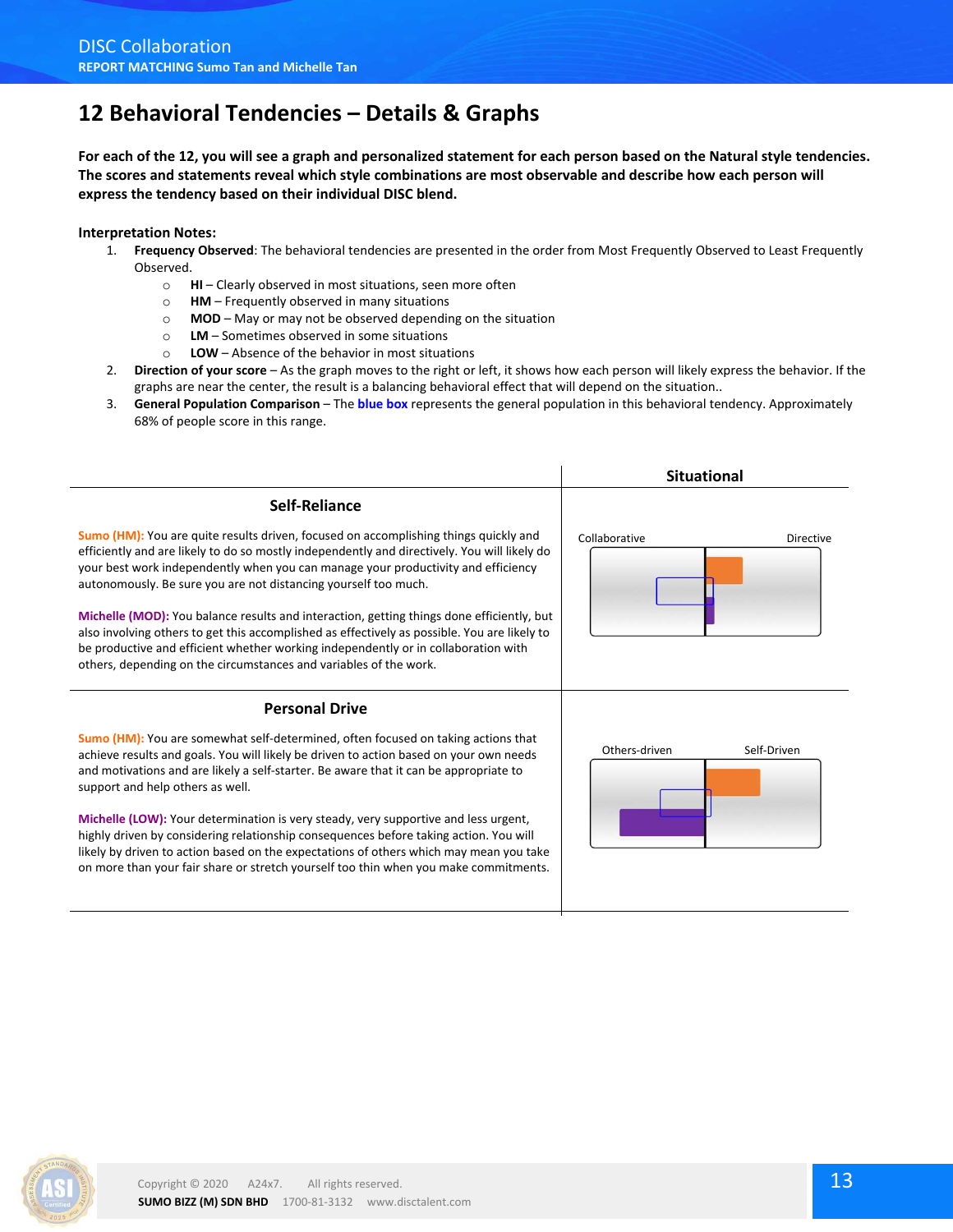## 12 Behavioral Tendencies – Details & Graphs

**For each of the 12, you will see a graph and personalized statement for each person based on the Natural style tendencies. The scores and statements reveal which style combinations are most observable and describe how each person will express the tendency based on their individual DISC blend.**

**Interpretation Notes:**

1. **Frequency Observed**: The behavioral tendencies are presented in the order from Most Frequently Observed to Least Frequently Observed.
   - **HI** – Clearly observed in most situations, seen more often
   - **HM** – Frequently observed in many situations
   - **MOD** – May or may not be observed depending on the situation
   - **LM** – Sometimes observed in some situations
   - **LOW** – Absence of the behavior in most situations
2. **Direction of your score** – As the graph moves to the right or left, it shows how each person will likely express the behavior. If the graphs are near the center, the result is a balancing behavioral effect that will depend on the situation..
3. **General Population Comparison** – The **blue box** represents the general population in this behavioral tendency. Approximately 68% of people score in this range.

| | Situational |
|---|---|
| **Self-Reliance**<br><br>**Sumo (HM):** You are quite results driven, focused on accomplishing things quickly and efficiently and are likely to do so mostly independently and directively. You will likely do your best work independently when you can manage your productivity and efficiency autonomously. Be sure you are not distancing yourself too much.<br><br>**Michelle (MOD):** You balance results and interaction, getting things done efficiently, but also involving others to get this accomplished as effectively as possible. You are likely to be productive and efficient whether working independently or in collaboration with others, depending on the circumstances and variables of the work. | Collaborative — Directive |
| **Personal Drive**<br><br>**Sumo (HM):** You are somewhat self-determined, often focused on taking actions that achieve results and goals. You will likely be driven to action based on your own needs and motivations and are likely a self-starter. Be aware that it can be appropriate to support and help others as well.<br><br>**Michelle (LOW):** Your determination is very steady, very supportive and less urgent, highly driven by considering relationship consequences before taking action. You will likely by driven to action based on the expectations of others which may mean you take on more than your fair share or stretch yourself too thin when you make commitments. | Others-driven — Self-Driven |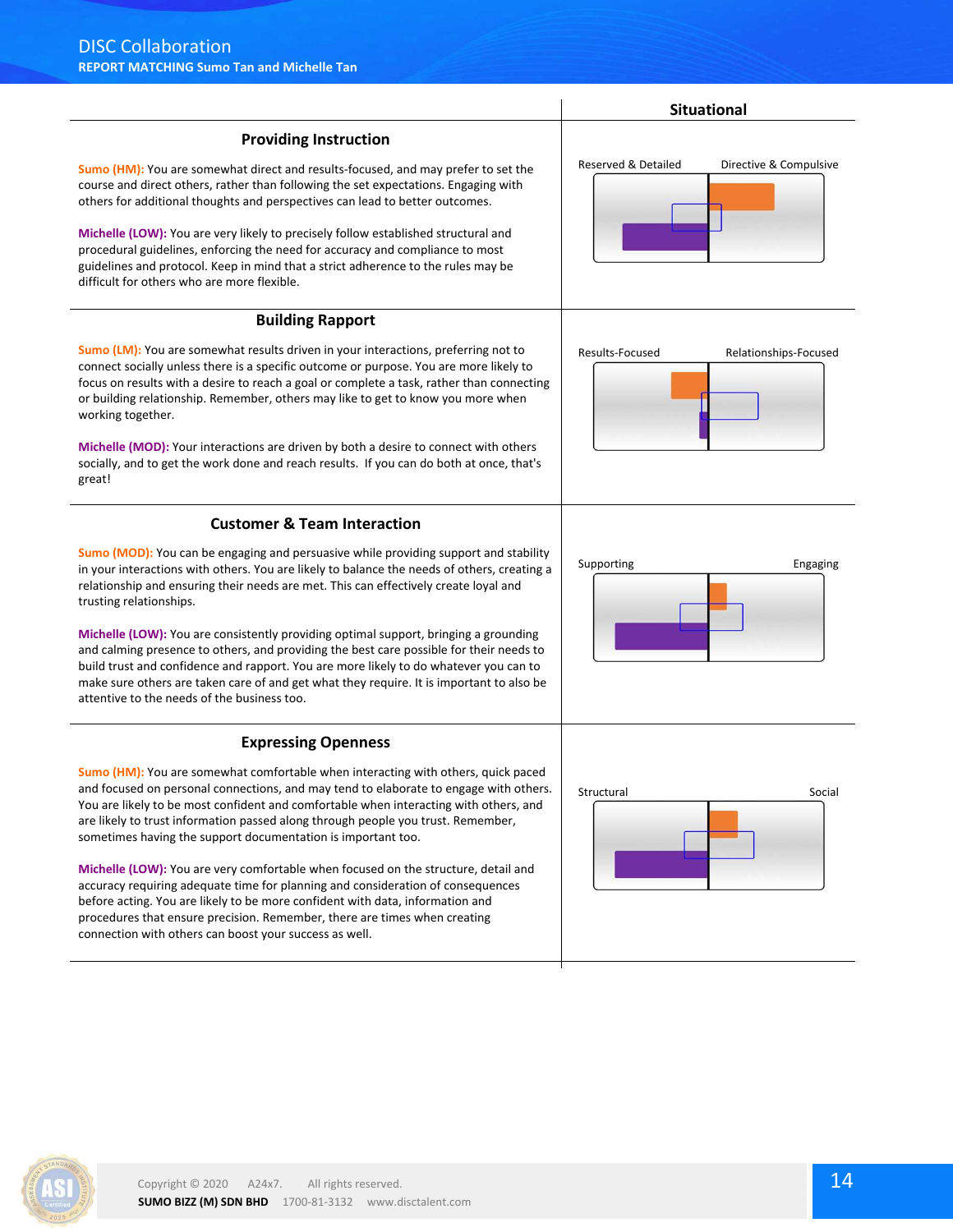## Providing Instruction

**Sumo (HM):** You are somewhat direct and results-focused, and may prefer to set the course and direct others, rather than following the set expectations. Engaging with others for additional thoughts and perspectives can lead to better outcomes.

**Michelle (LOW):** You are very likely to precisely follow established structural and procedural guidelines, enforcing the need for accuracy and compliance to most guidelines and protocol. Keep in mind that a strict adherence to the rules may be difficult for others who are more flexible.

**Situational:** Reserved & Detailed — Directive & Compulsive

## Building Rapport

**Sumo (LM):** You are somewhat results driven in your interactions, preferring not to connect socially unless there is a specific outcome or purpose. You are more likely to focus on results with a desire to reach a goal or complete a task, rather than connecting or building relationship. Remember, others may like to get to know you more when working together.

**Michelle (MOD):** Your interactions are driven by both a desire to connect with others socially, and to get the work done and reach results. If you can do both at once, that's great!

**Situational:** Results-Focused — Relationships-Focused

## Customer & Team Interaction

**Sumo (MOD):** You can be engaging and persuasive while providing support and stability in your interactions with others. You are likely to balance the needs of others, creating a relationship and ensuring their needs are met. This can effectively create loyal and trusting relationships.

**Michelle (LOW):** You are consistently providing optimal support, bringing a grounding and calming presence to others, and providing the best care possible for their needs to build trust and confidence and rapport. You are more likely to do whatever you can to make sure others are taken care of and get what they require. It is important to also be attentive to the needs of the business too.

**Situational:** Supporting — Engaging

## Expressing Openness

**Sumo (HM):** You are somewhat comfortable when interacting with others, quick paced and focused on personal connections, and may tend to elaborate to engage with others. You are likely to be most confident and comfortable when interacting with others, and are likely to trust information passed along through people you trust. Remember, sometimes having the support documentation is important too.

**Michelle (LOW):** You are very comfortable when focused on the structure, detail and accuracy requiring adequate time for planning and consideration of consequences before acting. You are likely to be more confident with data, information and procedures that ensure precision. Remember, there are times when creating connection with others can boost your success as well.

**Situational:** Structural — Social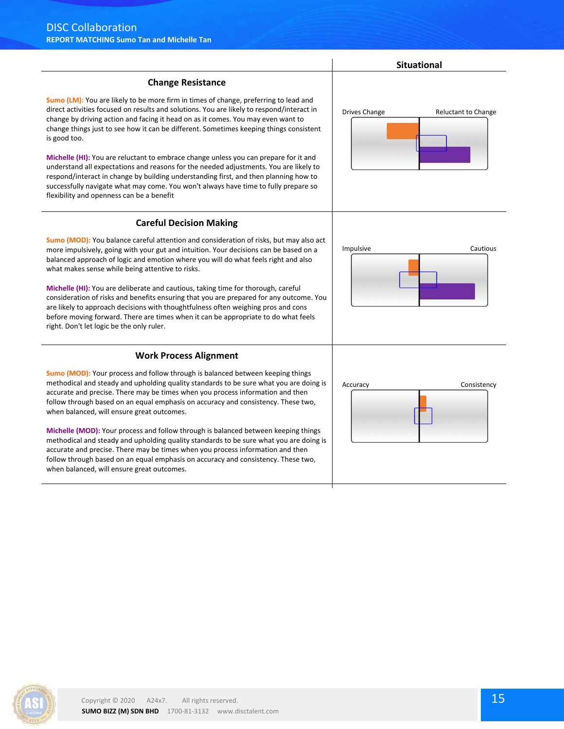| | Situational |
|---|---|
| **Change Resistance**<br><br>**Sumo (LM):** You are likely to be more firm in times of change, preferring to lead and direct activities focused on results and solutions. You are likely to respond/interact in change by driving action and facing it head on as it comes. You may even want to change things just to see how it can be different. Sometimes keeping things consistent is good too.<br><br>**Michelle (HI):** You are reluctant to embrace change unless you can prepare for it and understand all expectations and reasons for the needed adjustments. You are likely to respond/interact in change by building understanding first, and then planning how to successfully navigate what may come. You won't always have time to fully prepare so flexibility and openness can be a benefit | Drives Change — Reluctant to Change |
| **Careful Decision Making**<br><br>**Sumo (MOD):** You balance careful attention and consideration of risks, but may also act more impulsively, going with your gut and intuition. Your decisions can be based on a balanced approach of logic and emotion where you will do what feels right and also what makes sense while being attentive to risks.<br><br>**Michelle (HI):** You are deliberate and cautious, taking time for thorough, careful consideration of risks and benefits ensuring that you are prepared for any outcome. You are likely to approach decisions with thoughtfulness often weighing pros and cons before moving forward. There are times when it can be appropriate to do what feels right. Don't let logic be the only ruler. | Impulsive — Cautious |
| **Work Process Alignment**<br><br>**Sumo (MOD):** Your process and follow through is balanced between keeping things methodical and steady and upholding quality standards to be sure what you are doing is accurate and precise. There may be times when you process information and then follow through based on an equal emphasis on accuracy and consistency. These two, when balanced, will ensure great outcomes.<br><br>**Michelle (MOD):** Your process and follow through is balanced between keeping things methodical and steady and upholding quality standards to be sure what you are doing is accurate and precise. There may be times when you process information and then follow through based on an equal emphasis on accuracy and consistency. These two, when balanced, will ensure great outcomes. | Accuracy — Consistency |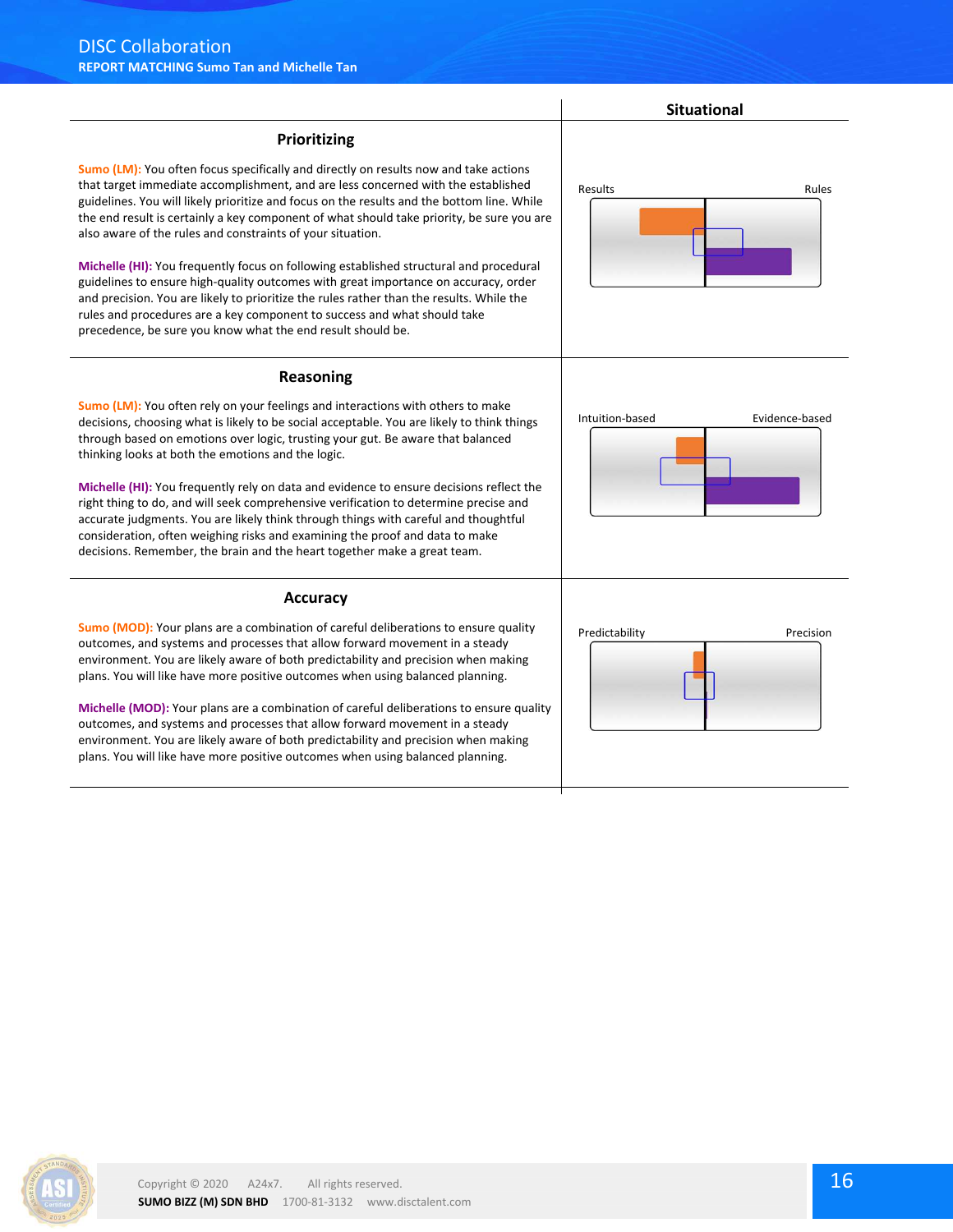| | Situational |
|---|---|
| **Prioritizing**<br><br>**Sumo (LM):** You often focus specifically and directly on results now and take actions that target immediate accomplishment, and are less concerned with the established guidelines. You will likely prioritize and focus on the results and the bottom line. While the end result is certainly a key component of what should take priority, be sure you are also aware of the rules and constraints of your situation.<br><br>**Michelle (HI):** You frequently focus on following established structural and procedural guidelines to ensure high-quality outcomes with great importance on accuracy, order and precision. You are likely to prioritize the rules rather than the results. While the rules and procedures are a key component to success and what should take precedence, be sure you know what the end result should be. | Results — Rules |
| **Reasoning**<br><br>**Sumo (LM):** You often rely on your feelings and interactions with others to make decisions, choosing what is likely to be social acceptable. You are likely to think things through based on emotions over logic, trusting your gut. Be aware that balanced thinking looks at both the emotions and the logic.<br><br>**Michelle (HI):** You frequently rely on data and evidence to ensure decisions reflect the right thing to do, and will seek comprehensive verification to determine precise and accurate judgments. You are likely think through things with careful and thoughtful consideration, often weighing risks and examining the proof and data to make decisions. Remember, the brain and the heart together make a great team. | Intuition-based — Evidence-based |
| **Accuracy**<br><br>**Sumo (MOD):** Your plans are a combination of careful deliberations to ensure quality outcomes, and systems and processes that allow forward movement in a steady environment. You are likely aware of both predictability and precision when making plans. You will like have more positive outcomes when using balanced planning.<br><br>**Michelle (MOD):** Your plans are a combination of careful deliberations to ensure quality outcomes, and systems and processes that allow forward movement in a steady environment. You are likely aware of both predictability and precision when making plans. You will like have more positive outcomes when using balanced planning. | Predictability — Precision |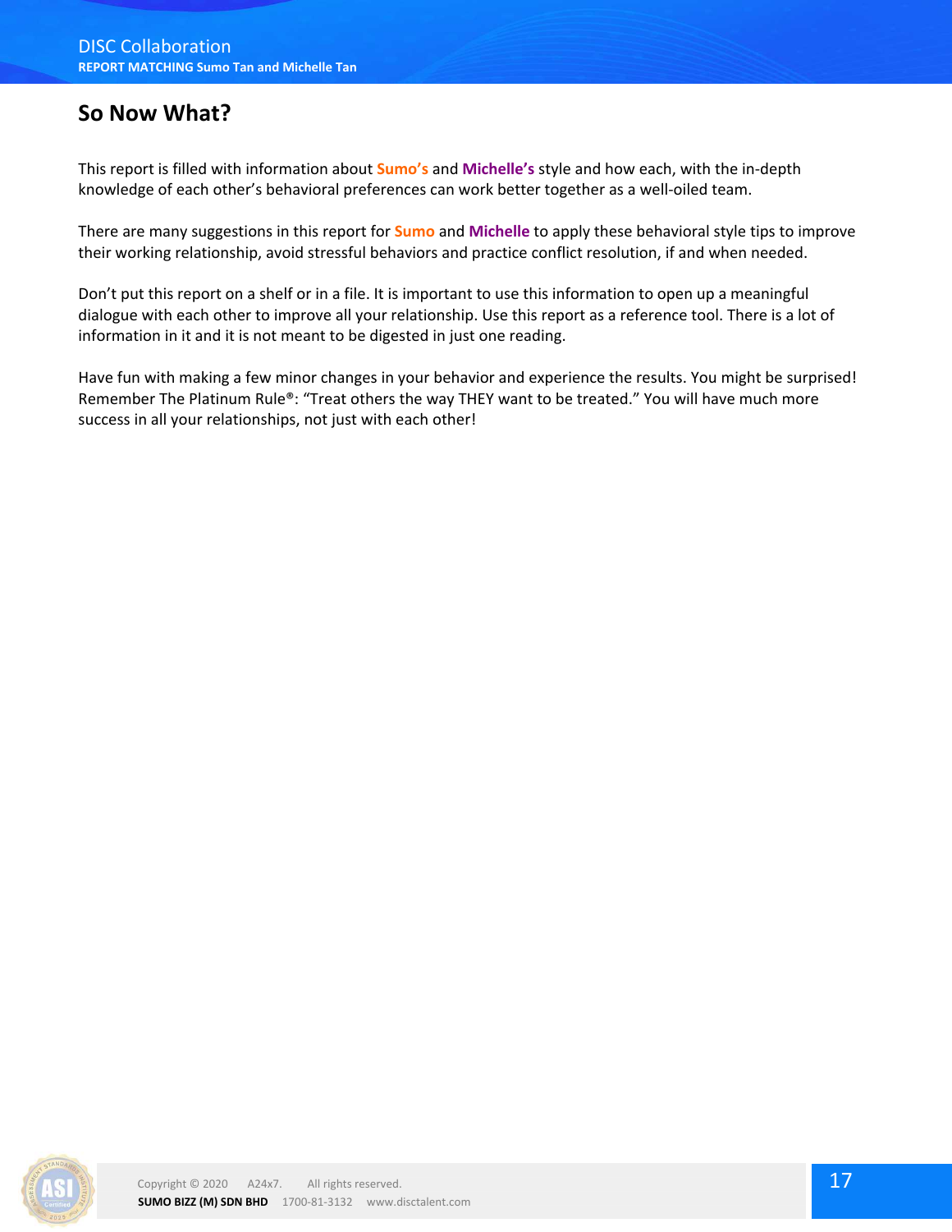## So Now What?

This report is filled with information about **Sumo's** and **Michelle's** style and how each, with the in-depth knowledge of each other's behavioral preferences can work better together as a well-oiled team.

There are many suggestions in this report for **Sumo** and **Michelle** to apply these behavioral style tips to improve their working relationship, avoid stressful behaviors and practice conflict resolution, if and when needed.

Don't put this report on a shelf or in a file. It is important to use this information to open up a meaningful dialogue with each other to improve all your relationship. Use this report as a reference tool. There is a lot of information in it and it is not meant to be digested in just one reading.

Have fun with making a few minor changes in your behavior and experience the results. You might be surprised! Remember The Platinum Rule®: "Treat others the way THEY want to be treated." You will have much more success in all your relationships, not just with each other!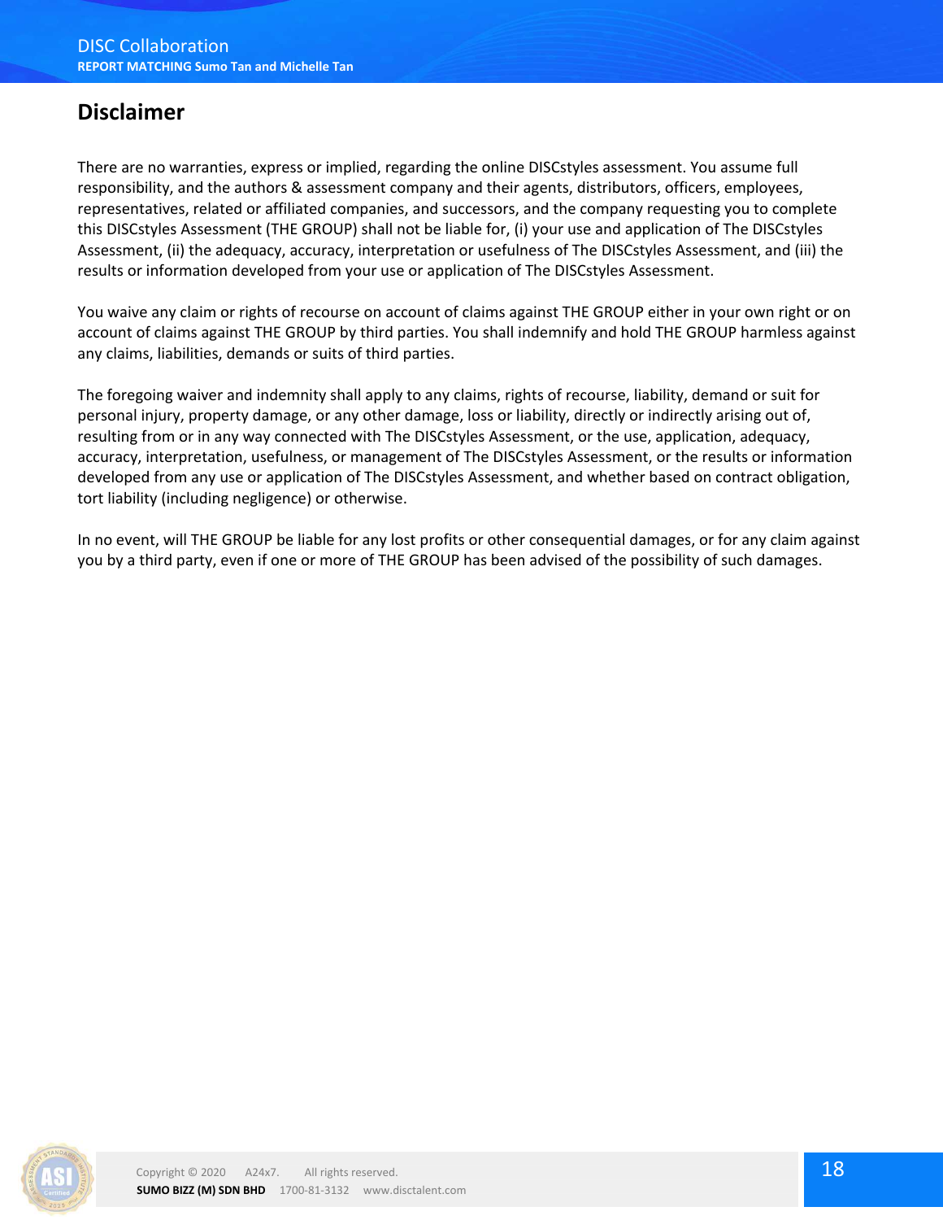# Disclaimer

There are no warranties, express or implied, regarding the online DISCstyles assessment. You assume full responsibility, and the authors & assessment company and their agents, distributors, officers, employees, representatives, related or affiliated companies, and successors, and the company requesting you to complete this DISCstyles Assessment (THE GROUP) shall not be liable for, (i) your use and application of The DISCstyles Assessment, (ii) the adequacy, accuracy, interpretation or usefulness of The DISCstyles Assessment, and (iii) the results or information developed from your use or application of The DISCstyles Assessment.

You waive any claim or rights of recourse on account of claims against THE GROUP either in your own right or on account of claims against THE GROUP by third parties. You shall indemnify and hold THE GROUP harmless against any claims, liabilities, demands or suits of third parties.

The foregoing waiver and indemnity shall apply to any claims, rights of recourse, liability, demand or suit for personal injury, property damage, or any other damage, loss or liability, directly or indirectly arising out of, resulting from or in any way connected with The DISCstyles Assessment, or the use, application, adequacy, accuracy, interpretation, usefulness, or management of The DISCstyles Assessment, or the results or information developed from any use or application of The DISCstyles Assessment, and whether based on contract obligation, tort liability (including negligence) or otherwise.

In no event, will THE GROUP be liable for any lost profits or other consequential damages, or for any claim against you by a third party, even if one or more of THE GROUP has been advised of the possibility of such damages.